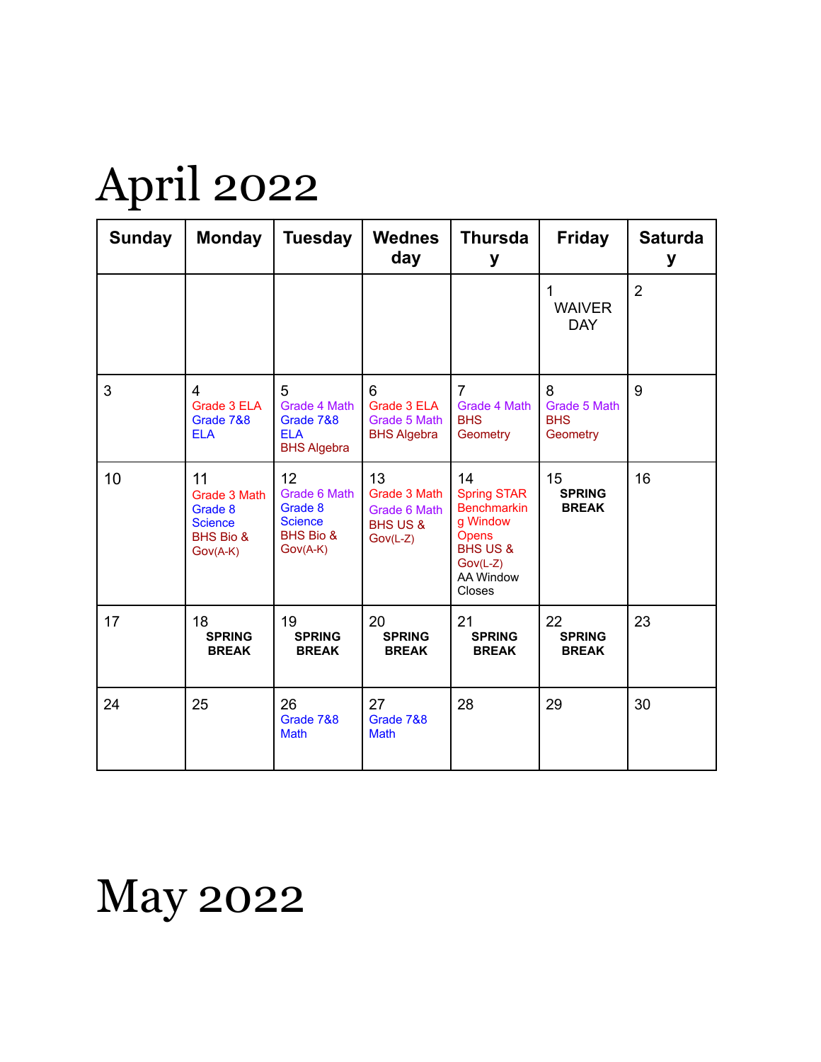# April 2022

| Sunday | Monday | Tuesday | Wednesday | Thursday | Friday | Saturday |
|---|---|---|---|---|---|---|
| | | | | | 1 WAIVER DAY | 2 |
| 3 | 4 Grade 3 ELA Grade 7&8 ELA | 5 Grade 4 Math Grade 7&8 ELA BHS Algebra | 6 Grade 3 ELA Grade 5 Math BHS Algebra | 7 Grade 4 Math BHS Geometry | 8 Grade 5 Math BHS Geometry | 9 |
| 10 | 11 Grade 3 Math Grade 8 Science BHS Bio & Gov(A-K) | 12 Grade 6 Math Grade 8 Science BHS Bio & Gov(A-K) | 13 Grade 3 Math Grade 6 Math BHS US & Gov(L-Z) | 14 Spring STAR Benchmarking Window Opens BHS US & Gov(L-Z) AA Window Closes | 15 **SPRING BREAK** | 16 |
| 17 | 18 **SPRING BREAK** | 19 **SPRING BREAK** | 20 **SPRING BREAK** | 21 **SPRING BREAK** | 22 **SPRING BREAK** | 23 |
| 24 | 25 | 26 Grade 7&8 Math | 27 Grade 7&8 Math | 28 | 29 | 30 |

# May 2022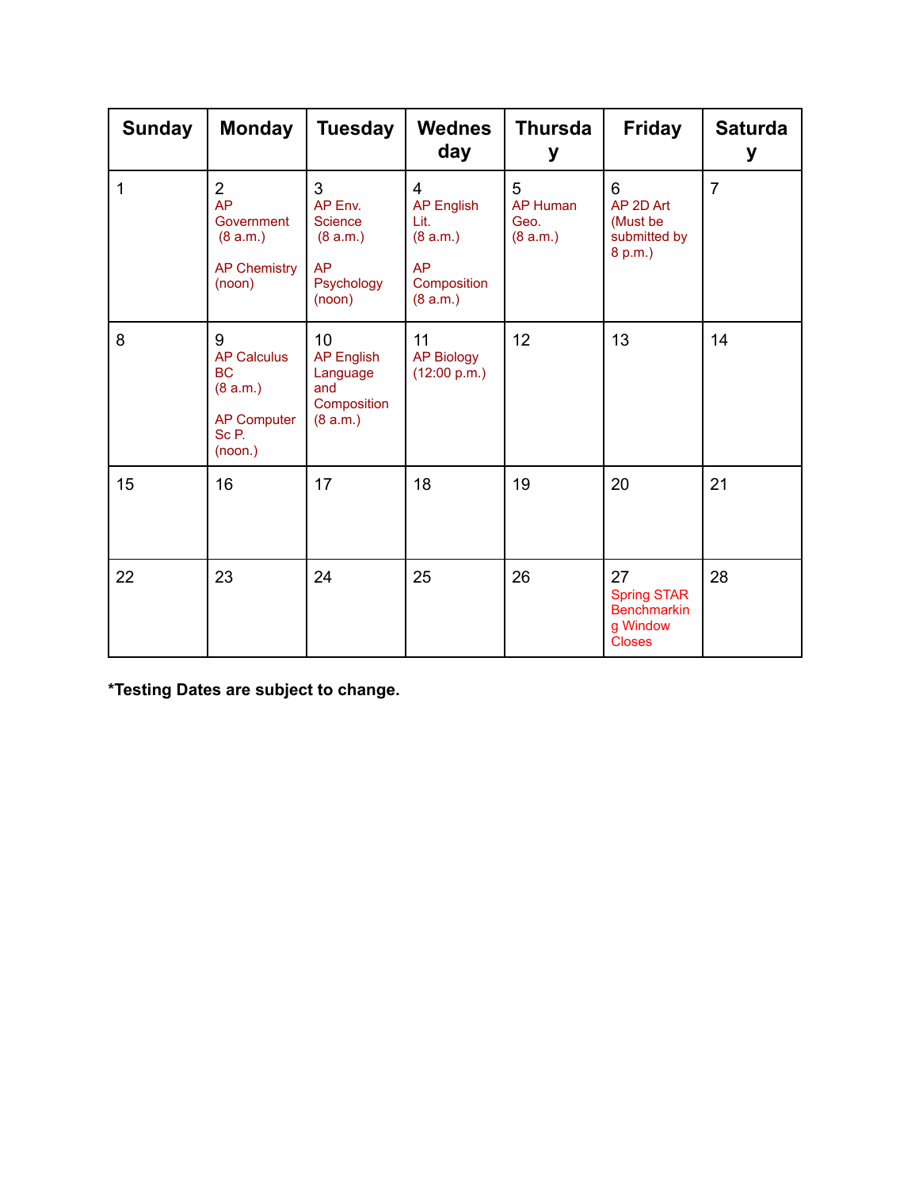| Sunday | Monday | Tuesday | Wednesday | Thursday | Friday | Saturday |
| --- | --- | --- | --- | --- | --- | --- |
| 1 | 2 AP Government (8 a.m.) AP Chemistry (noon) | 3 AP Env. Science (8 a.m.) AP Psychology (noon) | 4 AP English Lit. (8 a.m.) AP Composition (8 a.m.) | 5 AP Human Geo. (8 a.m.) | 6 AP 2D Art (Must be submitted by 8 p.m.) | 7 |
| 8 | 9 AP Calculus BC (8 a.m.) AP Computer Sc P. (noon.) | 10 AP English Language and Composition (8 a.m.) | 11 AP Biology (12:00 p.m.) | 12 | 13 | 14 |
| 15 | 16 | 17 | 18 | 19 | 20 | 21 |
| 22 | 23 | 24 | 25 | 26 | 27 Spring STAR Benchmarking Window Closes | 28 |

**\*Testing Dates are subject to change.**